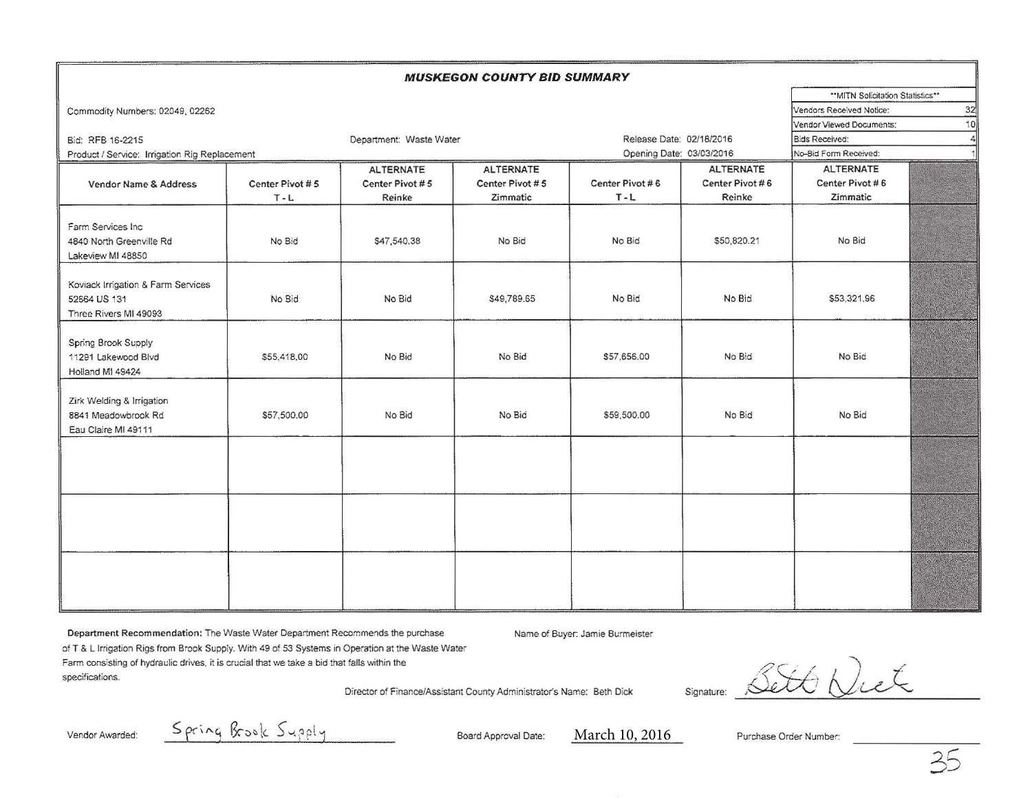# MUSKEGON COUNTY BID SUMMARY

Commodity Numbers: 02049, 02262

Bid: RFB 16-2215

Department: Waste Water

Product / Service: Irrigation Rig Replacement

Release Date: 02/18/2016

Opening Date: 03/03/2016

| **MITN Solicitation Statistics** | |
|---|---|
| Vendors Received Notice: | 32 |
| Vendor Viewed Documents: | 10 |
| Bids Received: | 4 |
| No-Bid Form Received: | 1 |

| Vendor Name & Address | Center Pivot # 5 T - L | ALTERNATE Center Pivot # 5 Reinke | ALTERNATE Center Pivot # 5 Zimmatic | Center Pivot # 6 T - L | ALTERNATE Center Pivot # 6 Reinke | ALTERNATE Center Pivot # 6 Zimmatic | |
|---|---|---|---|---|---|---|---|
| Farm Services Inc 4840 North Greenville Rd Lakeview MI 48850 | No Bid | $47,540.38 | No Bid | No Bid | $50,820.21 | No Bid | |
| Koviack Irrigation & Farm Services 52864 US 131 Three Rivers MI 49093 | No Bid | No Bid | $49,789.65 | No Bid | No Bid | $53,321.96 | |
| Spring Brook Supply 11291 Lakewood Blvd Holland MI 49424 | $55,418.00 | No Bid | No Bid | $57,656.00 | No Bid | No Bid | |
| Zirk Welding & Irrigation 8841 Meadowbrook Rd Eau Claire MI 49111 | $57,500.00 | No Bid | No Bid | $59,500.00 | No Bid | No Bid | |
| | | | | | | | |
| | | | | | | | |
| | | | | | | | |

**Department Recommendation:** The Waste Water Department Recommends the purchase of T & L Irrigation Rigs from Brook Supply. With 49 of 53 Systems in Operation at the Waste Water Farm consisting of hydraulic drives, it is crucial that we take a bid that falls within the specifications.

Name of Buyer: Jamie Burmeister

Director of Finance/Assistant County Administrator's Name: Beth Dick

Signature: Beth Dick

Vendor Awarded: Spring Brook Supply

Board Approval Date: March 10, 2016

Purchase Order Number: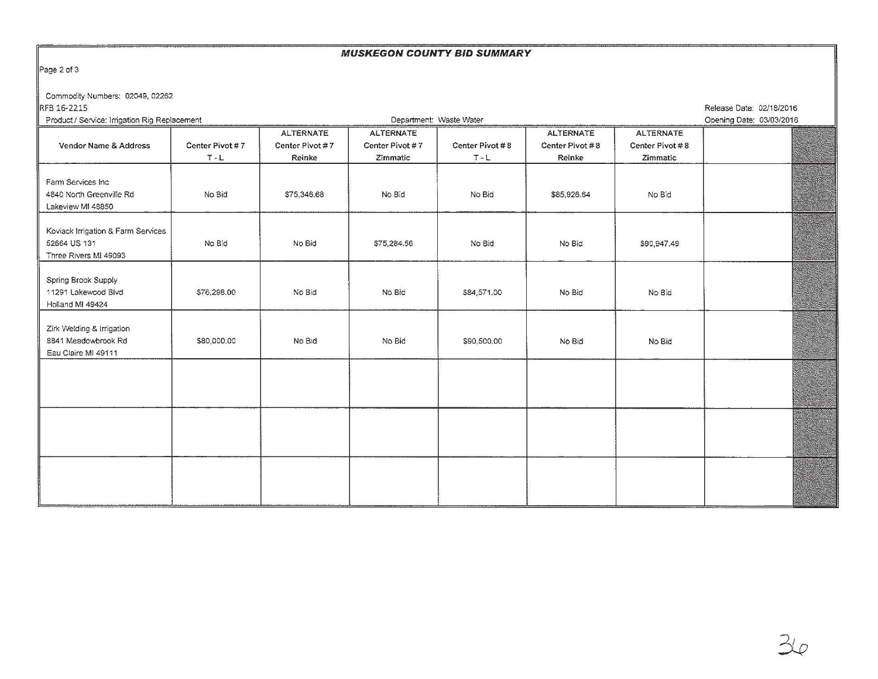# *MUSKEGON COUNTY BID SUMMARY*

Commodity Numbers: 02049, 02262
RFB 16-2215
Product / Service: Irrigation Rig Replacement

Department: Waste Water

Release Date: 02/18/2016
Opening Date: 03/03/2016

| Vendor Name & Address | Center Pivot # 7 T - L | ALTERNATE Center Pivot # 7 Reinke | ALTERNATE Center Pivot # 7 Zimmatic | Center Pivot # 8 T - L | ALTERNATE Center Pivot # 8 Reinke | ALTERNATE Center Pivot # 8 Zimmatic | |
|---|---|---|---|---|---|---|---|
| Farm Services Inc<br>4840 North Greenville Rd<br>Lakeview MI 48850 | No Bid | $75,346.68 | No Bid | No Bid | $85,926.64 | No Bid | |
| Koviack Irrigation & Farm Services<br>52664 US 131<br>Three Rivers MI 49093 | No Bid | No Bid | $75,284.56 | No Bid | No Bid | $90,947.49 | |
| Spring Brook Supply<br>11291 Lakewood Blvd<br>Holland MI 49424 | $76,298.00 | No Bid | No Bid | $84,571.00 | No Bid | No Bid | |
| Zirk Welding & Irrigation<br>8841 Meadowbrook Rd<br>Eau Claire MI 49111 | $80,000.00 | No Bid | No Bid | $90,500.00 | No Bid | No Bid | |
| | | | | | | | |
| | | | | | | | |
| | | | | | | | |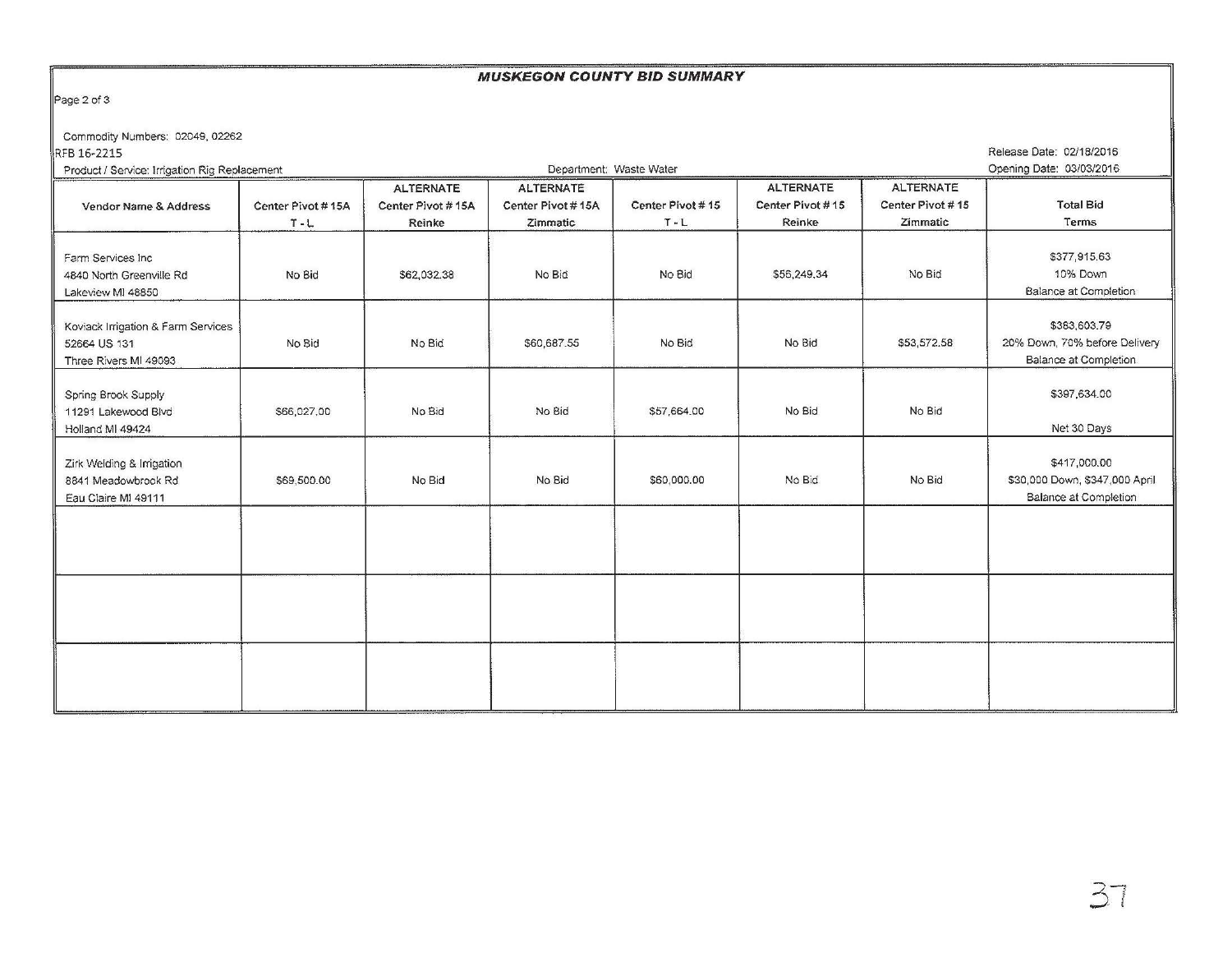***MUSKEGON COUNTY BID SUMMARY***

Commodity Numbers: 02049, 02262
RFB 16-2215
Product / Service: Irrigation Rig Replacement

Department: Waste Water

Release Date: 02/18/2016
Opening Date: 03/03/2016

| Vendor Name & Address | Center Pivot # 15A T - L | ALTERNATE Center Pivot # 15A Reinke | ALTERNATE Center Pivot # 15A Zimmatic | Center Pivot # 15 T - L | ALTERNATE Center Pivot # 15 Reinke | ALTERNATE Center Pivot # 15 Zimmatic | Total Bid Terms |
|---|---|---|---|---|---|---|---|
| Farm Services Inc 4840 North Greenville Rd Lakeview MI 48850 | No Bid | $62,032.38 | No Bid | No Bid | $56,249.34 | No Bid | $377,915.63 10% Down Balance at Completion |
| Koviack Irrigation & Farm Services 52664 US 131 Three Rivers MI 49093 | No Bid | No Bid | $60,687.55 | No Bid | No Bid | $53,572.58 | $363,603.79 20% Down, 70% before Delivery Balance at Completion |
| Spring Brook Supply 11291 Lakewood Blvd Holland MI 49424 | $66,027.00 | No Bid | No Bid | $57,664.00 | No Bid | No Bid | $397,634.00 Net 30 Days |
| Zirk Welding & Irrigation 8841 Meadowbrook Rd Eau Claire MI 49111 | $69,500.00 | No Bid | No Bid | $60,000.00 | No Bid | No Bid | $417,000.00 $30,000 Down, $347,000 April Balance at Completion |
| | | | | | | | |
| | | | | | | | |
| | | | | | | | |